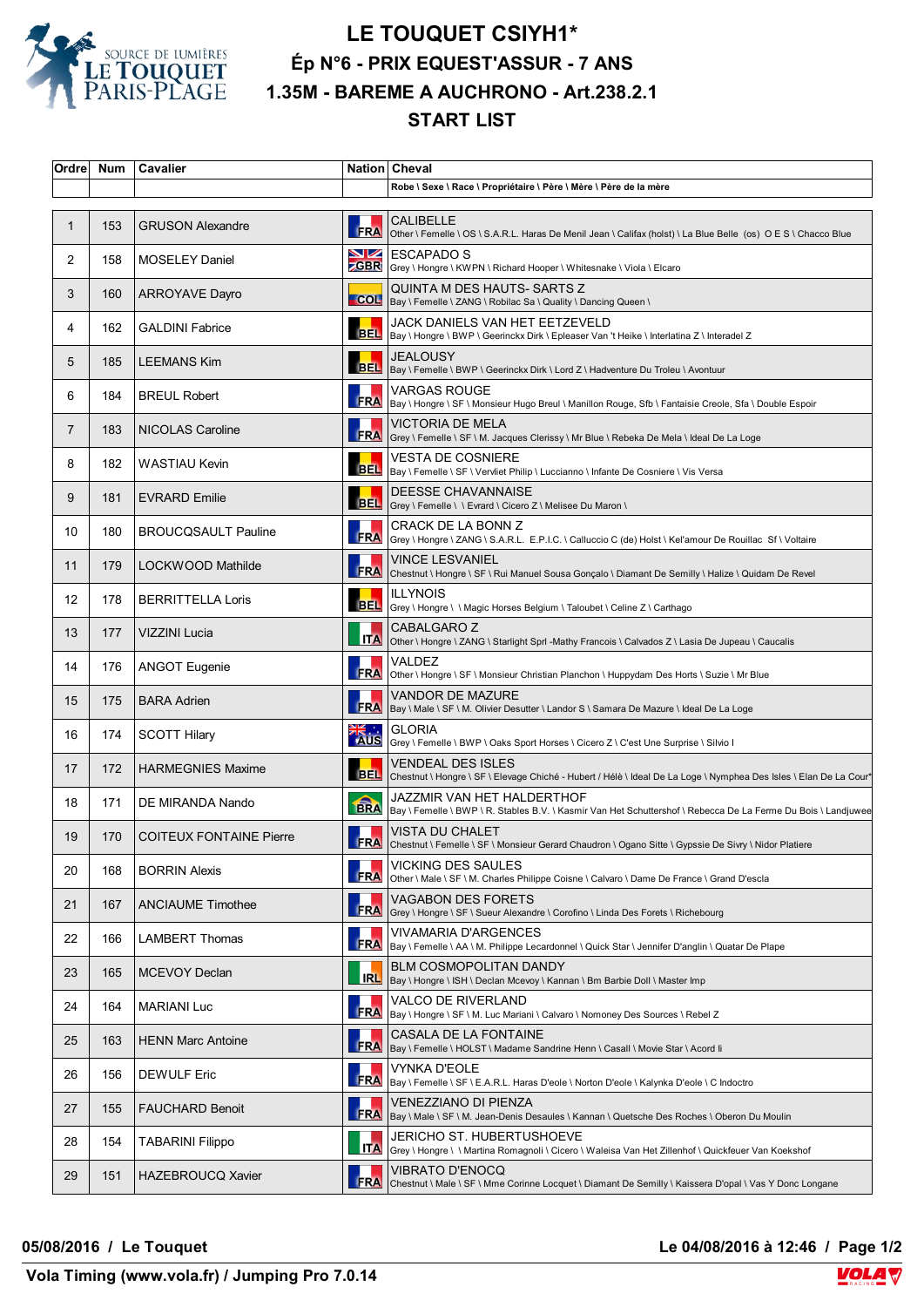# LE TOUQUET CSIYH1*

## Ép N°6 - PRIX EQUEST'ASSUR - 7 ANS

## 1.35M - BAREME A AUCHRONO - Art.238.2.1

## START LIST

| Ordre | Num | Cavalier | Nation | Cheval |
|---|---|---|---|---|
| | | | | Robe \ Sexe \ Race \ Propriétaire \ Père \ Mère \ Père de la mère |
| 1 | 153 | GRUSON Alexandre | FRA | CALIBELLE<br>Other \ Femelle \ OS \ S.A.R.L. Haras De Menil Jean \ Califax (holst) \ La Blue Belle (os) O E S \ Chacco Blue |
| 2 | 158 | MOSELEY Daniel | GBR | ESCAPADO S<br>Grey \ Hongre \ KWPN \ Richard Hooper \ Whitesnake \ Viola \ Elcaro |
| 3 | 160 | ARROYAVE Dayro | COL | QUINTA M DES HAUTS- SARTS Z<br>Bay \ Femelle \ ZANG \ Robilac Sa \ Quality \ Dancing Queen \ |
| 4 | 162 | GALDINI Fabrice | BEL | JACK DANIELS VAN HET EETZEVELD<br>Bay \ Hongre \ BWP \ Geerinckx Dirk \ Epleaser Van 't Heike \ Interlatina Z \ Interadel Z |
| 5 | 185 | LEEMANS Kim | BEL | JEALOUSY<br>Bay \ Femelle \ BWP \ Geerinckx Dirk \ Lord Z \ Hadventure Du Troleu \ Avontuur |
| 6 | 184 | BREUL Robert | FRA | VARGAS ROUGE<br>Bay \ Hongre \ SF \ Monsieur Hugo Breul \ Manillon Rouge, Sfb \ Fantaisie Creole, Sfa \ Double Espoir |
| 7 | 183 | NICOLAS Caroline | FRA | VICTORIA DE MELA<br>Grey \ Femelle \ SF \ M. Jacques Clerissy \ Mr Blue \ Rebeka De Mela \ Ideal De La Loge |
| 8 | 182 | WASTIAU Kevin | BEL | VESTA DE COSNIERE<br>Bay \ Femelle \ SF \ Vervliet Philip \ Luccianno \ Infante De Cosniere \ Vis Versa |
| 9 | 181 | EVRARD Emilie | BEL | DEESSE CHAVANNAISE<br>Grey \ Femelle \ \ Evrard \ Cicero Z \ Melisee Du Maron \ |
| 10 | 180 | BROUCQSAULT Pauline | FRA | CRACK DE LA BONN Z<br>Grey \ Hongre \ ZANG \ S.A.R.L. E.P.I.C. \ Calluccio C (de) Holst \ Kel'amour De Rouillac Sf \ Voltaire |
| 11 | 179 | LOCKWOOD Mathilde | FRA | VINCE LESVANIEL<br>Chestnut \ Hongre \ SF \ Rui Manuel Sousa Gonçalo \ Diamant De Semilly \ Halize \ Quidam De Revel |
| 12 | 178 | BERRITTELLA Loris | BEL | ILLYNOIS<br>Grey \ Hongre \ \ Magic Horses Belgium \ Taloubet \ Celine Z \ Carthago |
| 13 | 177 | VIZZINI Lucia | ITA | CABALGARO Z<br>Other \ Hongre \ ZANG \ Starlight Sprl -Mathy Francois \ Calvados Z \ Lasia De Jupeau \ Caucalis |
| 14 | 176 | ANGOT Eugenie | FRA | VALDEZ<br>Other \ Hongre \ SF \ Monsieur Christian Planchon \ Huppydam Des Horts \ Suzie \ Mr Blue |
| 15 | 175 | BARA Adrien | FRA | VANDOR DE MAZURE<br>Bay \ Male \ SF \ M. Olivier Desutter \ Landor S \ Samara De Mazure \ Ideal De La Loge |
| 16 | 174 | SCOTT Hilary | AUS | GLORIA<br>Grey \ Femelle \ BWP \ Oaks Sport Horses \ Cicero Z \ C'est Une Surprise \ Silvio I |
| 17 | 172 | HARMEGNIES Maxime | BEL | VENDEL DES ISLES<br>Chestnut \ Hongre \ SF \ Elevage Chiché - Hubert / Hélè \ Ideal De La Loge \ Nymphea Des Isles \ Elan De La Cour* |
| 18 | 171 | DE MIRANDA Nando | BRA | JAZZMIR VAN HET HALDERTHOF<br>Bay \ Femelle \ BWP \ R. Stables B.V. \ Kasmir Van Het Schuttershof \ Rebecca De La Ferme Du Bois \ Landjuwee |
| 19 | 170 | COITEUX FONTAINE Pierre | FRA | VISTA DU CHALET<br>Chestnut \ Femelle \ SF \ Monsieur Gerard Chaudron \ Ogano Sitte \ Gypssie De Sivry \ Nidor Platiere |
| 20 | 168 | BORRIN Alexis | FRA | VICKING DES SAULES<br>Other \ Male \ SF \ M. Charles Philippe Coisne \ Calvaro \ Dame De France \ Grand D'escla |
| 21 | 167 | ANCIAUME Timothee | FRA | VAGABON DES FORETS<br>Grey \ Hongre \ SF \ Sueur Alexandre \ Corofino \ Linda Des Forets \ Richebourg |
| 22 | 166 | LAMBERT Thomas | FRA | VIVAMARIA D'ARGENCES<br>Bay \ Femelle \ AA \ M. Philippe Lecardonnel \ Quick Star \ Jennifer D'anglin \ Quatar De Plape |
| 23 | 165 | MCEVOY Declan | IRL | BLM COSMOPOLITAN DANDY<br>Bay \ Hongre \ ISH \ Declan Mcevoy \ Kannan \ Bm Barbie Doll \ Master Imp |
| 24 | 164 | MARIANI Luc | FRA | VALCO DE RIVERLAND<br>Bay \ Hongre \ SF \ M. Luc Mariani \ Calvaro \ Nomoney Des Sources \ Rebel Z |
| 25 | 163 | HENN Marc Antoine | FRA | CASALA DE LA FONTAINE<br>Bay \ Femelle \ HOLST \ Madame Sandrine Henn \ Casall \ Movie Star \ Acord Ii |
| 26 | 156 | DEWULF Eric | FRA | VYNKA D'EOLE<br>Bay \ Femelle \ SF \ E.A.R.L. Haras D'eole \ Norton D'eole \ Kalynka D'eole \ C Indoctro |
| 27 | 155 | FAUCHARD Benoit | FRA | VENEZZIANO DI PIENZA<br>Bay \ Male \ SF \ M. Jean-Denis Desaules \ Kannan \ Quetsche Des Roches \ Oberon Du Moulin |
| 28 | 154 | TABARINI Filippo | ITA | JERICHO ST. HUBERTUSHOEVE<br>Grey \ Hongre \ \ Martina Romagnoli \ Cicero \ Waleisa Van Het Zillenhof \ Quickfeuer Van Koekshof |
| 29 | 151 | HAZEBROUCQ Xavier | FRA | VIBRATO D'ENOCQ<br>Chestnut \ Male \ SF \ Mme Corinne Locquet \ Diamant De Semilly \ Kaissera D'opal \ Vas Y Donc Longane |

**05/08/2016 / Le Touquet** — **Le 04/08/2016 à 12:46**

**Vola Timing (www.vola.fr) / Jumping Pro 7.0.14**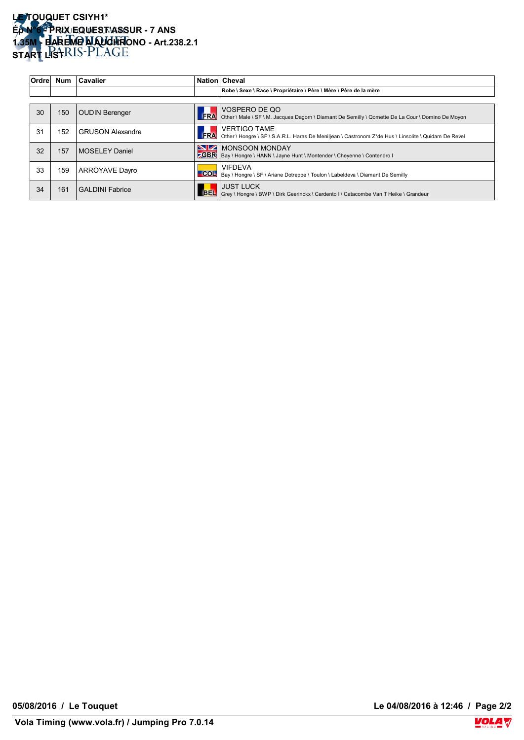**LE TOUQUET CSIYH1***
**Ép N°6 - PRIX EQUEST'ASSUR - 7 ANS**
**1.35M - BAREME A AU CHRONO - Art.238.2.1**
**START LIST**

| Ordre | Num | Cavalier | Nation | Cheval |
|---|---|---|---|---|
| | | | | Robe \ Sexe \ Race \ Propriétaire \ Père \ Mère \ Père de la mère |
| 30 | 150 | OUDIN Berenger | FRA | VOSPERO DE QO<br>Other \ Male \ SF \ M. Jacques Dagorn \ Diamant De Semilly \ Qomette De La Cour \ Domino De Moyon |
| 31 | 152 | GRUSON Alexandre | FRA | VERTIGO TAME<br>Other \ Hongre \ SF \ S.A.R.L. Haras De Meniljean \ Castronom Z*de Hus \ Linsolite \ Quidam De Revel |
| 32 | 157 | MOSELEY Daniel | GBR | MONSOON MONDAY<br>Bay \ Hongre \ HANN \ Jayne Hunt \ Montender \ Cheyenne \ Contendro I |
| 33 | 159 | ARROYAVE Dayro | COL | VIFDEVA<br>Bay \ Hongre \ SF \ Ariane Dotreppe \ Toulon \ Labeldeva \ Diamant De Semilly |
| 34 | 161 | GALDINI Fabrice | BEL | JUST LUCK<br>Grey \ Hongre \ BWP \ Dirk Geerinckx \ Cardento I \ Catacombe Van T Heike \ Grandeur |

**05/08/2016 / Le Touquet** **Le 04/08/2016 à 12:46**

**Vola Timing (www.vola.fr) / Jumping Pro 7.0.14**